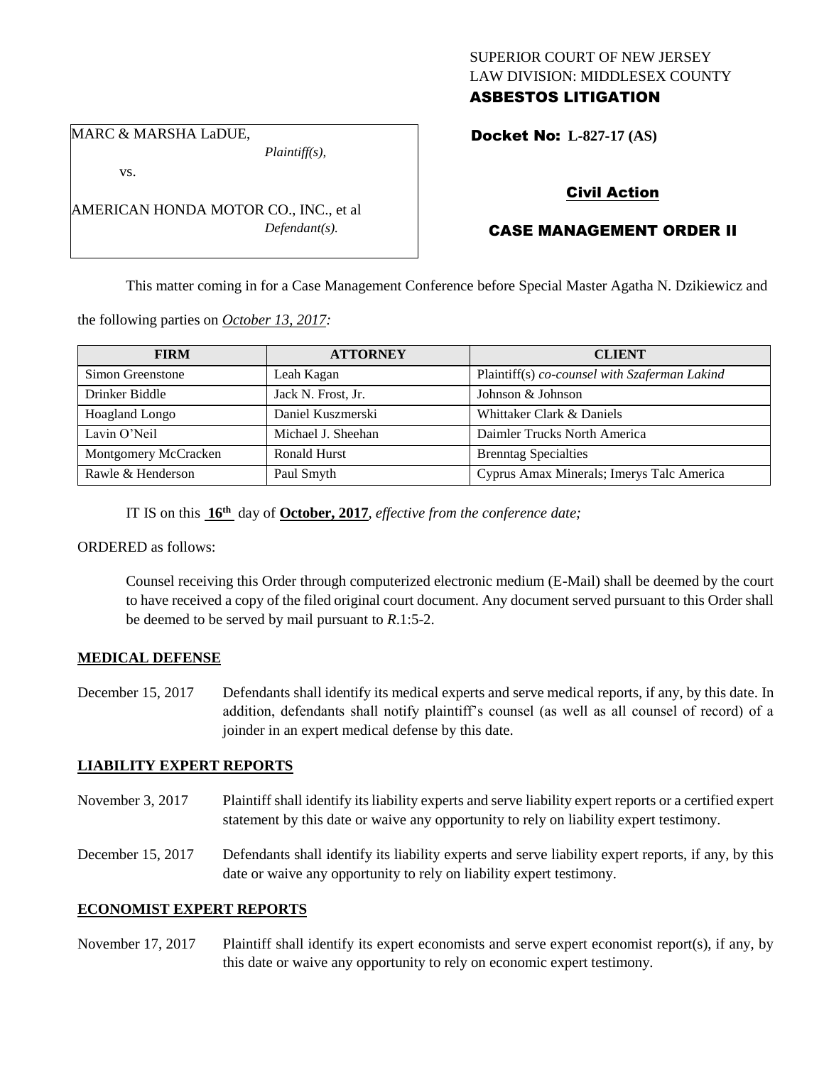SUPERIOR COURT OF NEW JERSEY
LAW DIVISION: MIDDLESEX COUNTY
**ASBESTOS LITIGATION**

MARC & MARSHA LaDUE,
*Plaintiff(s),*

vs.

AMERICAN HONDA MOTOR CO., INC., et al
*Defendant(s).*

**Docket No: L-827-17 (AS)**

**Civil Action**

**CASE MANAGEMENT ORDER II**

This matter coming in for a Case Management Conference before Special Master Agatha N. Dzikiewicz and the following parties on *October 13, 2017:*

| FIRM | ATTORNEY | CLIENT |
| --- | --- | --- |
| Simon Greenstone | Leah Kagan | Plaintiff(s) *co-counsel with Szaferman Lakind* |
| Drinker Biddle | Jack N. Frost, Jr. | Johnson & Johnson |
| Hoagland Longo | Daniel Kuszmerski | Whittaker Clark & Daniels |
| Lavin O'Neil | Michael J. Sheehan | Daimler Trucks North America |
| Montgomery McCracken | Ronald Hurst | Brenntag Specialties |
| Rawle & Henderson | Paul Smyth | Cyprus Amax Minerals; Imerys Talc America |

IT IS on this **16th** day of **October, 2017**, *effective from the conference date;*

ORDERED as follows:

Counsel receiving this Order through computerized electronic medium (E-Mail) shall be deemed by the court to have received a copy of the filed original court document. Any document served pursuant to this Order shall be deemed to be served by mail pursuant to *R*.1:5-2.

**MEDICAL DEFENSE**

December 15, 2017 Defendants shall identify its medical experts and serve medical reports, if any, by this date. In addition, defendants shall notify plaintiff's counsel (as well as all counsel of record) of a joinder in an expert medical defense by this date.

**LIABILITY EXPERT REPORTS**

November 3, 2017 Plaintiff shall identify its liability experts and serve liability expert reports or a certified expert statement by this date or waive any opportunity to rely on liability expert testimony.

December 15, 2017 Defendants shall identify its liability experts and serve liability expert reports, if any, by this date or waive any opportunity to rely on liability expert testimony.

**ECONOMIST EXPERT REPORTS**

November 17, 2017 Plaintiff shall identify its expert economists and serve expert economist report(s), if any, by this date or waive any opportunity to rely on economic expert testimony.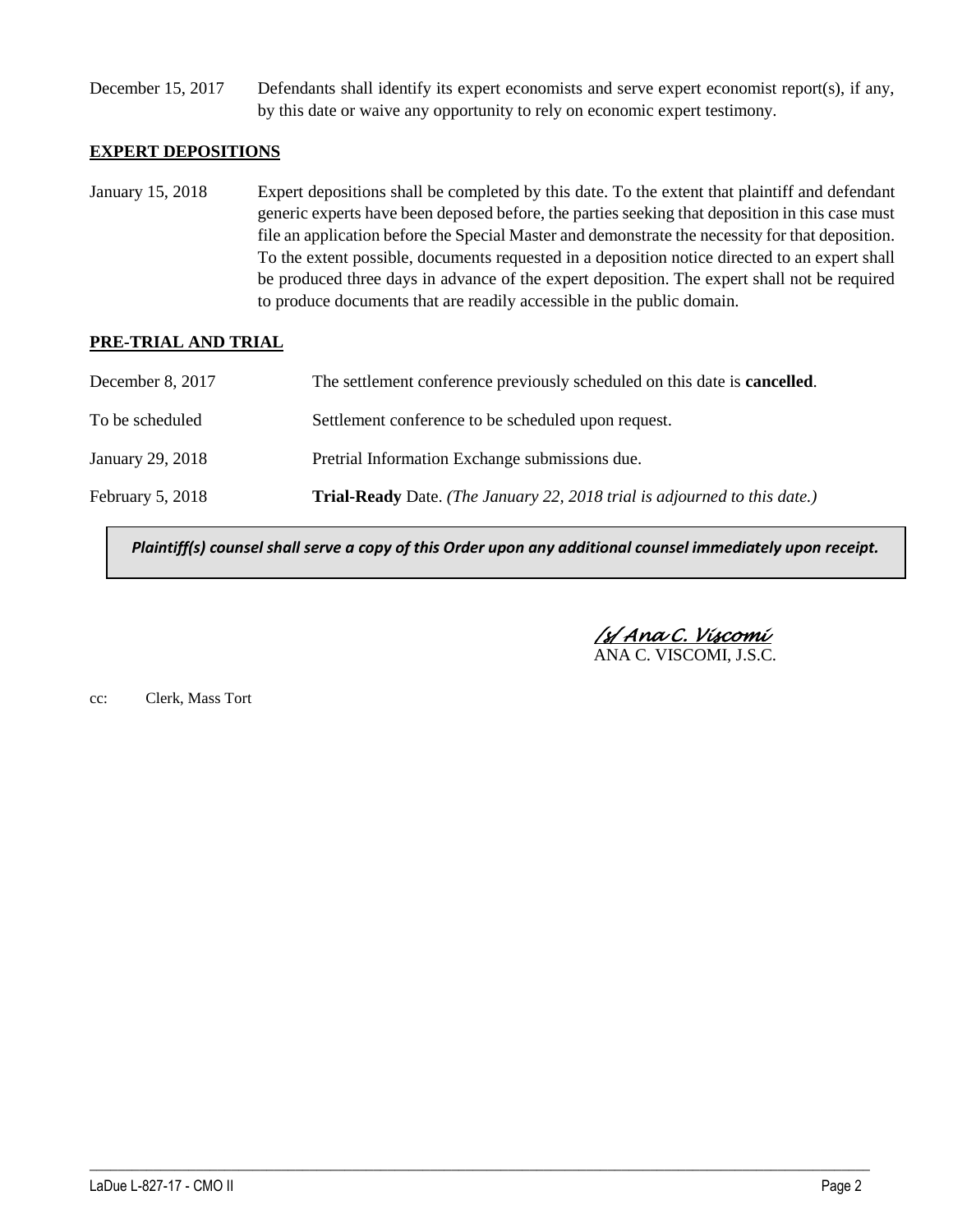| | |
|---|---|
| December 15, 2017 | Defendants shall identify its expert economists and serve expert economist report(s), if any, by this date or waive any opportunity to rely on economic expert testimony. |

## EXPERT DEPOSITIONS

| | |
|---|---|
| January 15, 2018 | Expert depositions shall be completed by this date. To the extent that plaintiff and defendant generic experts have been deposed before, the parties seeking that deposition in this case must file an application before the Special Master and demonstrate the necessity for that deposition. To the extent possible, documents requested in a deposition notice directed to an expert shall be produced three days in advance of the expert deposition. The expert shall not be required to produce documents that are readily accessible in the public domain. |

## PRE-TRIAL AND TRIAL

| | |
|---|---|
| December 8, 2017 | The settlement conference previously scheduled on this date is **cancelled**. |
| To be scheduled | Settlement conference to be scheduled upon request. |
| January 29, 2018 | Pretrial Information Exchange submissions due. |
| February 5, 2018 | **Trial-Ready** Date. *(The January 22, 2018 trial is adjourned to this date.)* |

***Plaintiff(s) counsel shall serve a copy of this Order upon any additional counsel immediately upon receipt.***

/s/ Ana C. Viscomi
ANA C. VISCOMI, J.S.C.

cc: Clerk, Mass Tort

LaDue L-827-17 - CMO II